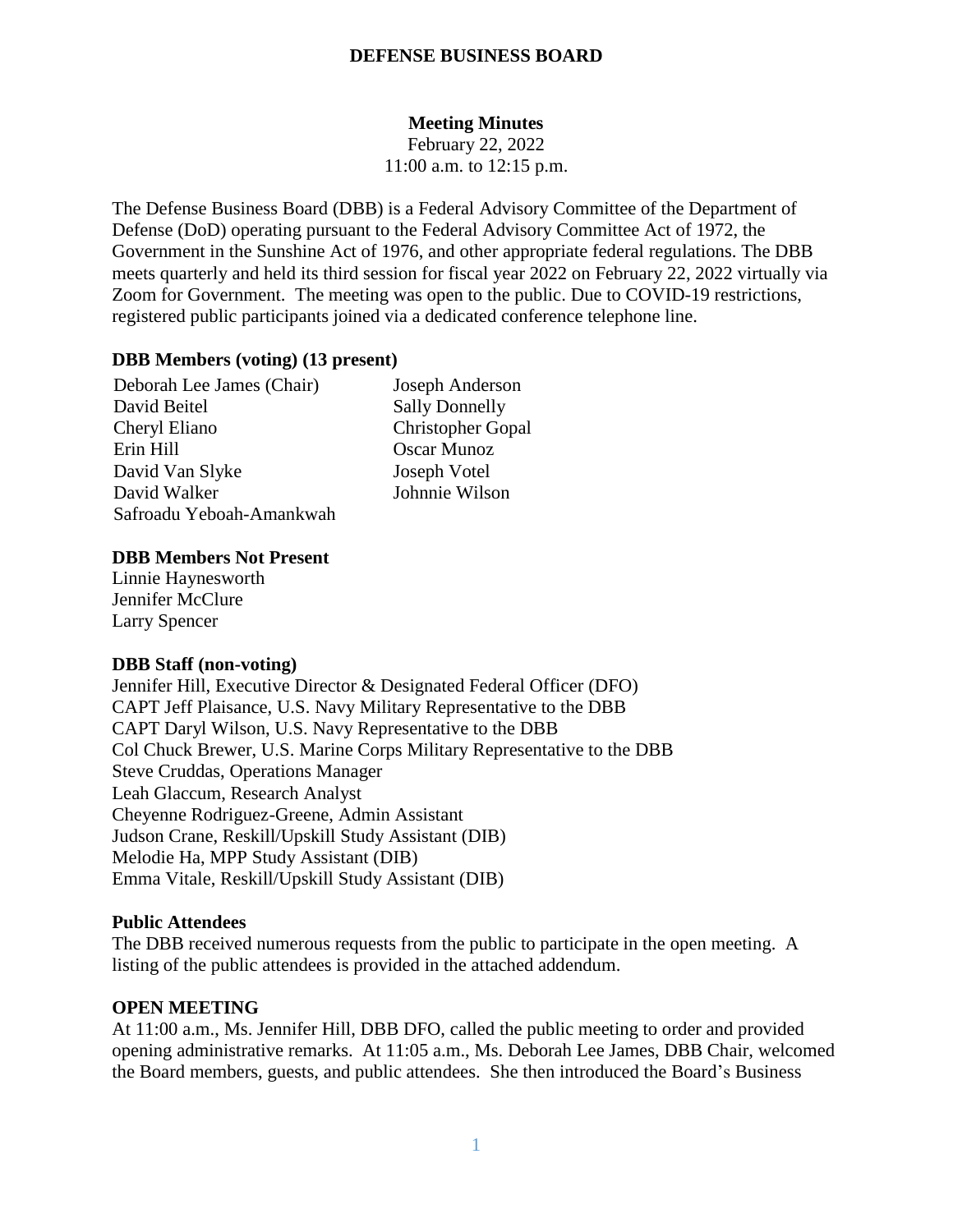# DEFENSE BUSINESS BOARD

## Meeting Minutes

February 22, 2022
11:00 a.m. to 12:15 p.m.

The Defense Business Board (DBB) is a Federal Advisory Committee of the Department of Defense (DoD) operating pursuant to the Federal Advisory Committee Act of 1972, the Government in the Sunshine Act of 1976, and other appropriate federal regulations. The DBB meets quarterly and held its third session for fiscal year 2022 on February 22, 2022 virtually via Zoom for Government. The meeting was open to the public. Due to COVID-19 restrictions, registered public participants joined via a dedicated conference telephone line.

**DBB Members (voting) (13 present)**

Deborah Lee James (Chair)
David Beitel
Cheryl Eliano
Erin Hill
David Van Slyke
David Walker
Safroadu Yeboah-Amankwah
Joseph Anderson
Sally Donnelly
Christopher Gopal
Oscar Munoz
Joseph Votel
Johnnie Wilson

**DBB Members Not Present**

Linnie Haynesworth
Jennifer McClure
Larry Spencer

**DBB Staff (non-voting)**

Jennifer Hill, Executive Director & Designated Federal Officer (DFO)
CAPT Jeff Plaisance, U.S. Navy Military Representative to the DBB
CAPT Daryl Wilson, U.S. Navy Representative to the DBB
Col Chuck Brewer, U.S. Marine Corps Military Representative to the DBB
Steve Cruddas, Operations Manager
Leah Glaccum, Research Analyst
Cheyenne Rodriguez-Greene, Admin Assistant
Judson Crane, Reskill/Upskill Study Assistant (DIB)
Melodie Ha, MPP Study Assistant (DIB)
Emma Vitale, Reskill/Upskill Study Assistant (DIB)

**Public Attendees**

The DBB received numerous requests from the public to participate in the open meeting. A listing of the public attendees is provided in the attached addendum.

**OPEN MEETING**

At 11:00 a.m., Ms. Jennifer Hill, DBB DFO, called the public meeting to order and provided opening administrative remarks. At 11:05 a.m., Ms. Deborah Lee James, DBB Chair, welcomed the Board members, guests, and public attendees. She then introduced the Board's Business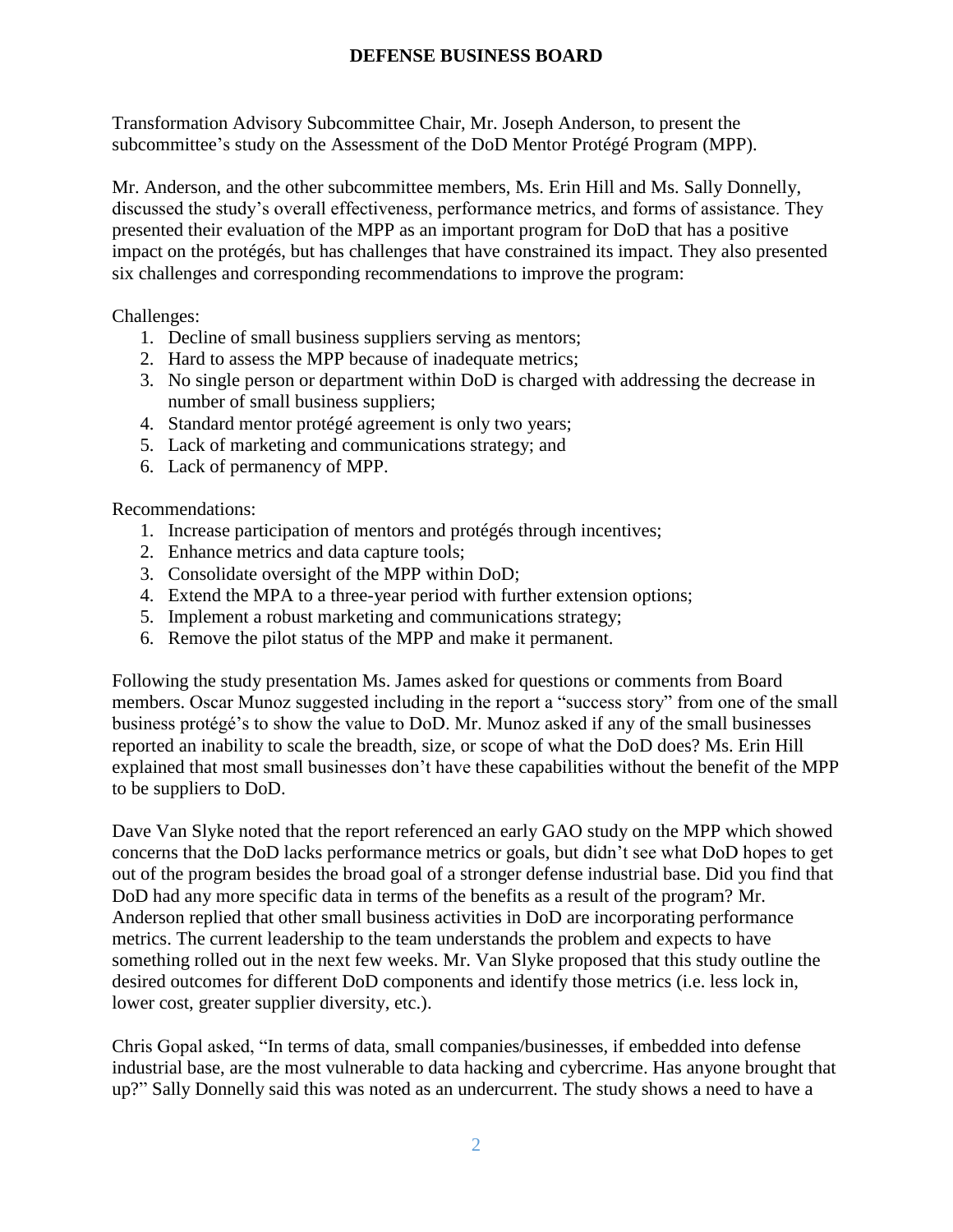Transformation Advisory Subcommittee Chair, Mr. Joseph Anderson, to present the subcommittee's study on the Assessment of the DoD Mentor Protégé Program (MPP).

Mr. Anderson, and the other subcommittee members, Ms. Erin Hill and Ms. Sally Donnelly, discussed the study's overall effectiveness, performance metrics, and forms of assistance. They presented their evaluation of the MPP as an important program for DoD that has a positive impact on the protégés, but has challenges that have constrained its impact. They also presented six challenges and corresponding recommendations to improve the program:

Challenges:

1. Decline of small business suppliers serving as mentors;
2. Hard to assess the MPP because of inadequate metrics;
3. No single person or department within DoD is charged with addressing the decrease in number of small business suppliers;
4. Standard mentor protégé agreement is only two years;
5. Lack of marketing and communications strategy; and
6. Lack of permanency of MPP.

Recommendations:

1. Increase participation of mentors and protégés through incentives;
2. Enhance metrics and data capture tools;
3. Consolidate oversight of the MPP within DoD;
4. Extend the MPA to a three-year period with further extension options;
5. Implement a robust marketing and communications strategy;
6. Remove the pilot status of the MPP and make it permanent.

Following the study presentation Ms. James asked for questions or comments from Board members. Oscar Munoz suggested including in the report a "success story" from one of the small business protégé's to show the value to DoD. Mr. Munoz asked if any of the small businesses reported an inability to scale the breadth, size, or scope of what the DoD does? Ms. Erin Hill explained that most small businesses don't have these capabilities without the benefit of the MPP to be suppliers to DoD.

Dave Van Slyke noted that the report referenced an early GAO study on the MPP which showed concerns that the DoD lacks performance metrics or goals, but didn't see what DoD hopes to get out of the program besides the broad goal of a stronger defense industrial base. Did you find that DoD had any more specific data in terms of the benefits as a result of the program? Mr. Anderson replied that other small business activities in DoD are incorporating performance metrics. The current leadership to the team understands the problem and expects to have something rolled out in the next few weeks. Mr. Van Slyke proposed that this study outline the desired outcomes for different DoD components and identify those metrics (i.e. less lock in, lower cost, greater supplier diversity, etc.).

Chris Gopal asked, "In terms of data, small companies/businesses, if embedded into defense industrial base, are the most vulnerable to data hacking and cybercrime. Has anyone brought that up?" Sally Donnelly said this was noted as an undercurrent. The study shows a need to have a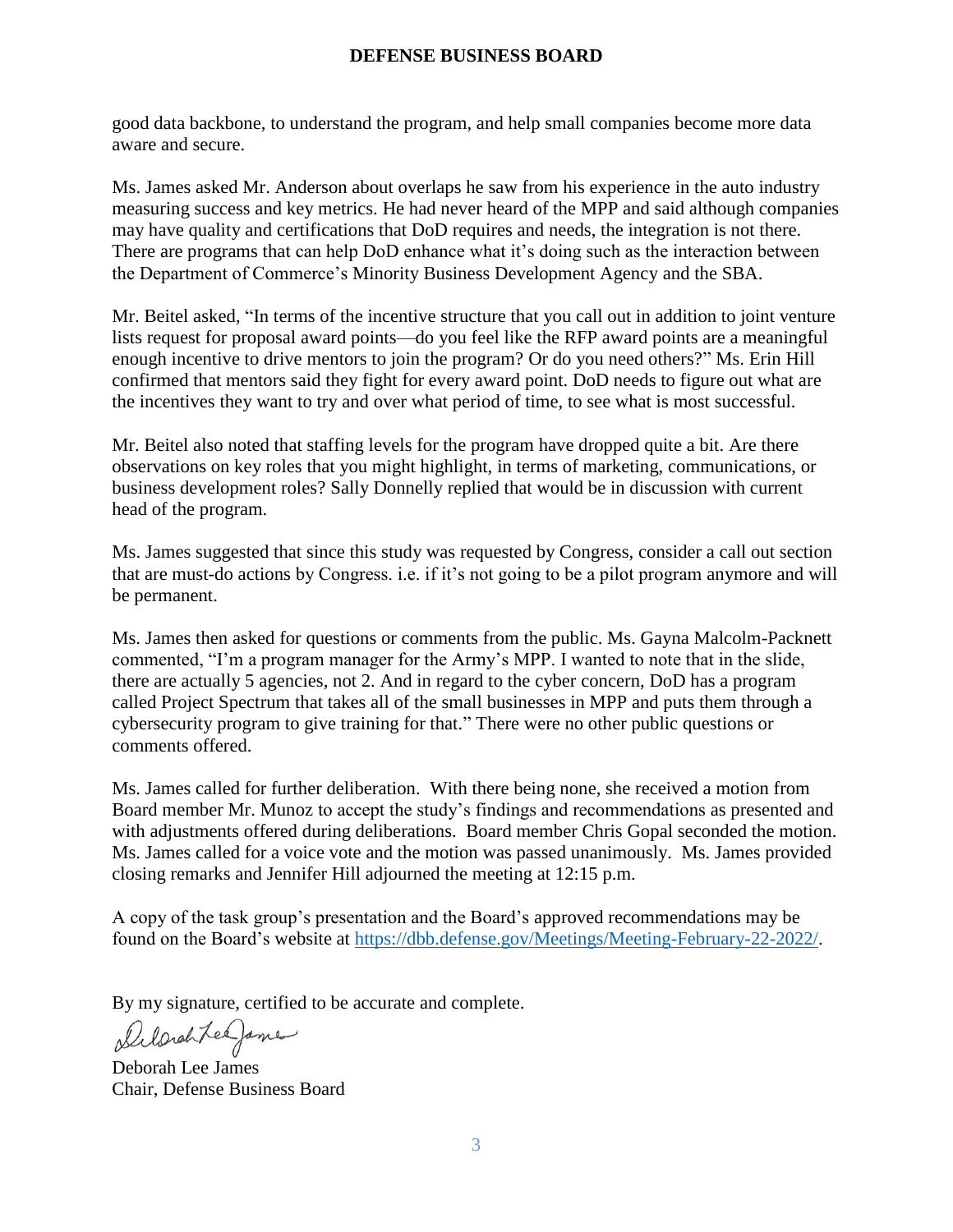good data backbone, to understand the program, and help small companies become more data aware and secure.

Ms. James asked Mr. Anderson about overlaps he saw from his experience in the auto industry measuring success and key metrics. He had never heard of the MPP and said although companies may have quality and certifications that DoD requires and needs, the integration is not there. There are programs that can help DoD enhance what it's doing such as the interaction between the Department of Commerce's Minority Business Development Agency and the SBA.

Mr. Beitel asked, "In terms of the incentive structure that you call out in addition to joint venture lists request for proposal award points—do you feel like the RFP award points are a meaningful enough incentive to drive mentors to join the program? Or do you need others?" Ms. Erin Hill confirmed that mentors said they fight for every award point. DoD needs to figure out what are the incentives they want to try and over what period of time, to see what is most successful.

Mr. Beitel also noted that staffing levels for the program have dropped quite a bit. Are there observations on key roles that you might highlight, in terms of marketing, communications, or business development roles? Sally Donnelly replied that would be in discussion with current head of the program.

Ms. James suggested that since this study was requested by Congress, consider a call out section that are must-do actions by Congress. i.e. if it's not going to be a pilot program anymore and will be permanent.

Ms. James then asked for questions or comments from the public. Ms. Gayna Malcolm-Packnett commented, "I'm a program manager for the Army's MPP. I wanted to note that in the slide, there are actually 5 agencies, not 2. And in regard to the cyber concern, DoD has a program called Project Spectrum that takes all of the small businesses in MPP and puts them through a cybersecurity program to give training for that." There were no other public questions or comments offered.

Ms. James called for further deliberation. With there being none, she received a motion from Board member Mr. Munoz to accept the study's findings and recommendations as presented and with adjustments offered during deliberations. Board member Chris Gopal seconded the motion. Ms. James called for a voice vote and the motion was passed unanimously. Ms. James provided closing remarks and Jennifer Hill adjourned the meeting at 12:15 p.m.

A copy of the task group's presentation and the Board's approved recommendations may be found on the Board's website at [https://dbb.defense.gov/Meetings/Meeting-February-22-2022/](https://dbb.defense.gov/Meetings/Meeting-February-22-2022/).

By my signature, certified to be accurate and complete.

Deborah Lee James
Chair, Defense Business Board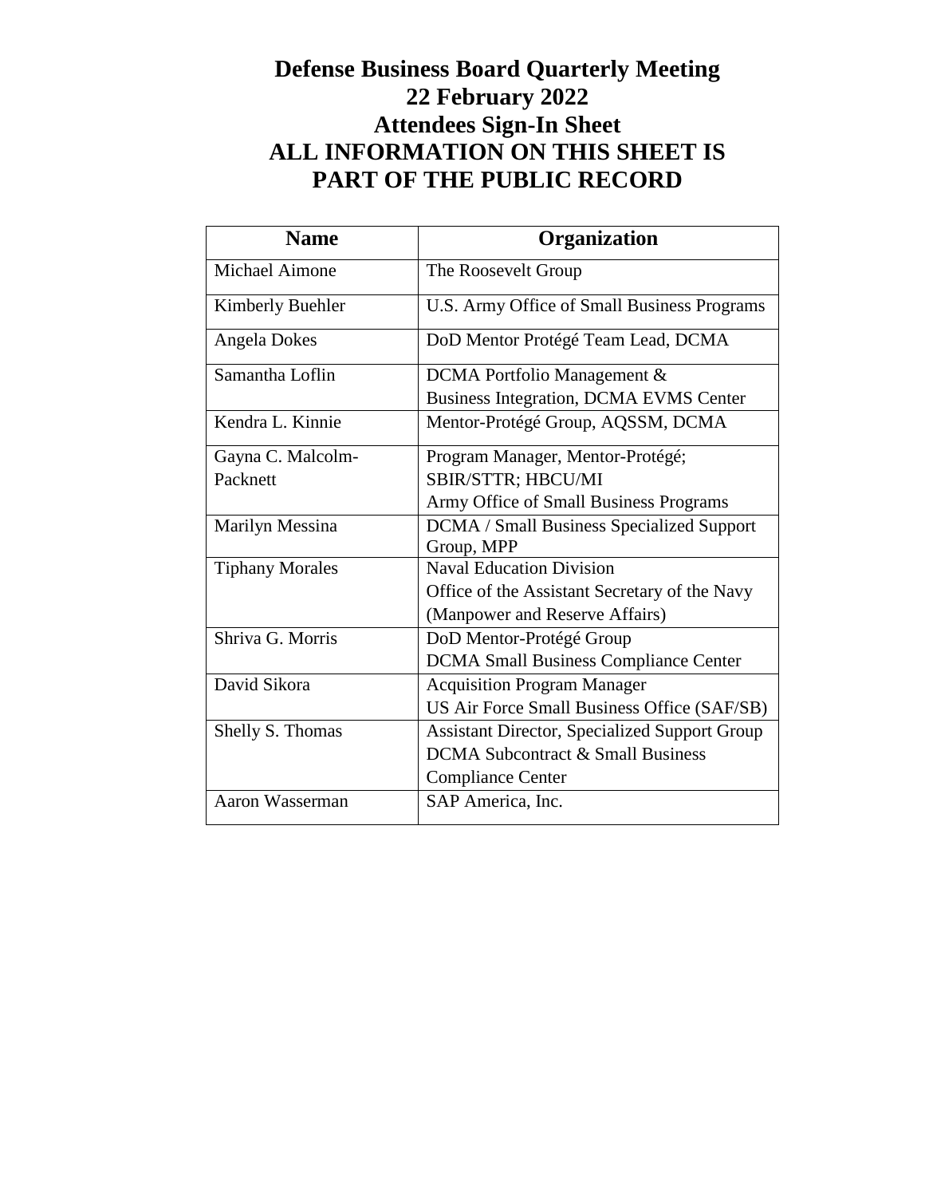# Defense Business Board Quarterly Meeting
# 22 February 2022
# Attendees Sign-In Sheet
# ALL INFORMATION ON THIS SHEET IS PART OF THE PUBLIC RECORD

| Name | Organization |
|---|---|
| Michael Aimone | The Roosevelt Group |
| Kimberly Buehler | U.S. Army Office of Small Business Programs |
| Angela Dokes | DoD Mentor Protégé Team Lead, DCMA |
| Samantha Loflin | DCMA Portfolio Management & Business Integration, DCMA EVMS Center |
| Kendra L. Kinnie | Mentor-Protégé Group, AQSSM, DCMA |
| Gayna C. Malcolm-Packnett | Program Manager, Mentor-Protégé; SBIR/STTR; HBCU/MI Army Office of Small Business Programs |
| Marilyn Messina | DCMA / Small Business Specialized Support Group, MPP |
| Tiphany Morales | Naval Education Division Office of the Assistant Secretary of the Navy (Manpower and Reserve Affairs) |
| Shriva G. Morris | DoD Mentor-Protégé Group DCMA Small Business Compliance Center |
| David Sikora | Acquisition Program Manager US Air Force Small Business Office (SAF/SB) |
| Shelly S. Thomas | Assistant Director, Specialized Support Group DCMA Subcontract & Small Business Compliance Center |
| Aaron Wasserman | SAP America, Inc. |